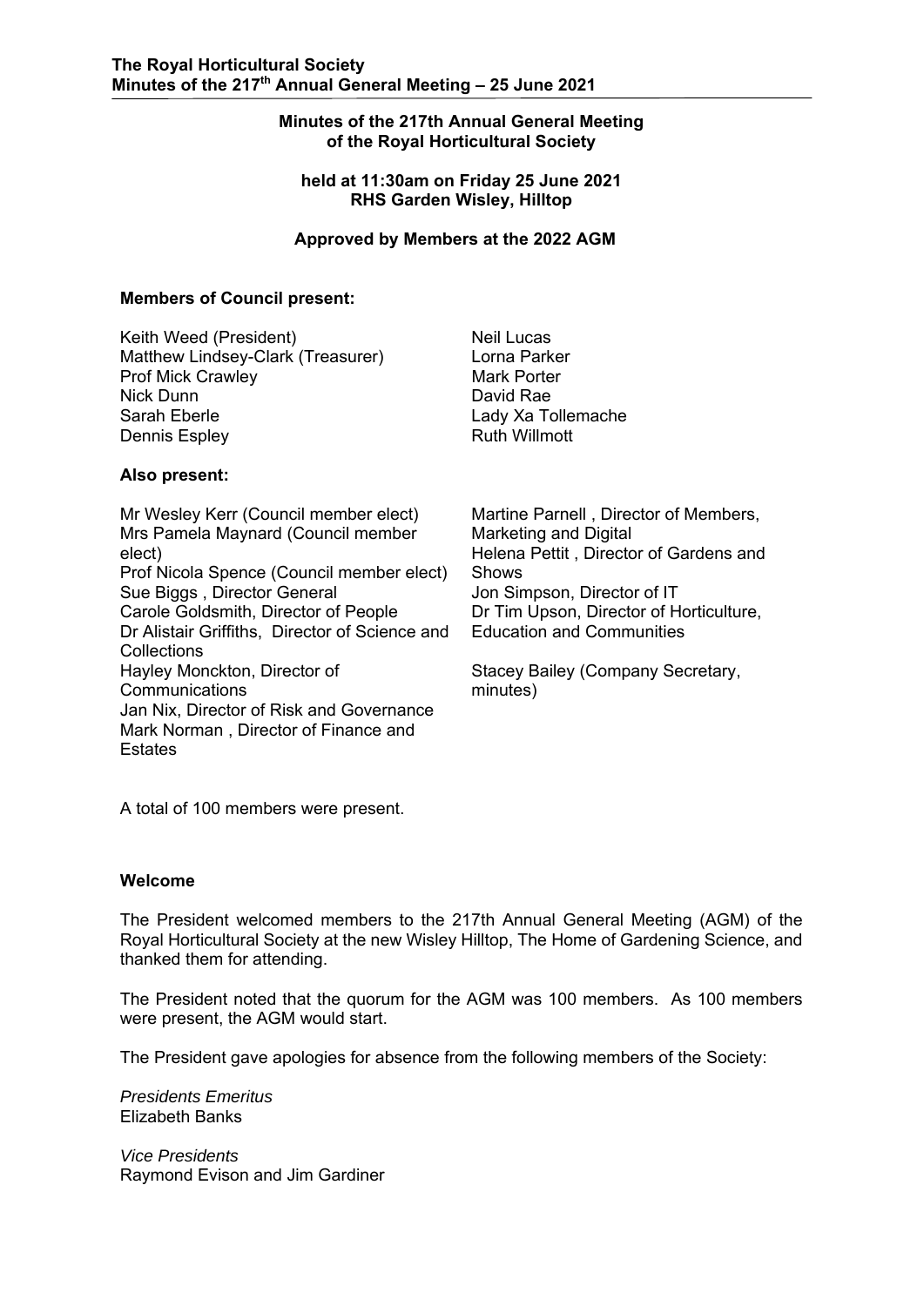**Minutes of the 217th Annual General Meeting of the Royal Horticultural Society**

**held at 11:30am on Friday 25 June 2021**
**RHS Garden Wisley, Hilltop**

**Approved by Members at the 2022 AGM**

**Members of Council present:**

Keith Weed (President)
Matthew Lindsey-Clark (Treasurer)
Prof Mick Crawley
Nick Dunn
Sarah Eberle
Dennis Espley
Neil Lucas
Lorna Parker
Mark Porter
David Rae
Lady Xa Tollemache
Ruth Willmott

**Also present:**

Mr Wesley Kerr (Council member elect)
Mrs Pamela Maynard (Council member elect)
Prof Nicola Spence (Council member elect)
Sue Biggs , Director General
Carole Goldsmith, Director of People
Dr Alistair Griffiths, Director of Science and Collections
Hayley Monckton, Director of Communications
Jan Nix, Director of Risk and Governance
Mark Norman , Director of Finance and Estates
Martine Parnell , Director of Members, Marketing and Digital
Helena Pettit , Director of Gardens and Shows
Jon Simpson, Director of IT
Dr Tim Upson, Director of Horticulture, Education and Communities
Stacey Bailey (Company Secretary, minutes)

A total of 100 members were present.

**Welcome**

The President welcomed members to the 217th Annual General Meeting (AGM) of the Royal Horticultural Society at the new Wisley Hilltop, The Home of Gardening Science, and thanked them for attending.

The President noted that the quorum for the AGM was 100 members. As 100 members were present, the AGM would start.

The President gave apologies for absence from the following members of the Society:

*Presidents Emeritus*
Elizabeth Banks

*Vice Presidents*
Raymond Evison and Jim Gardiner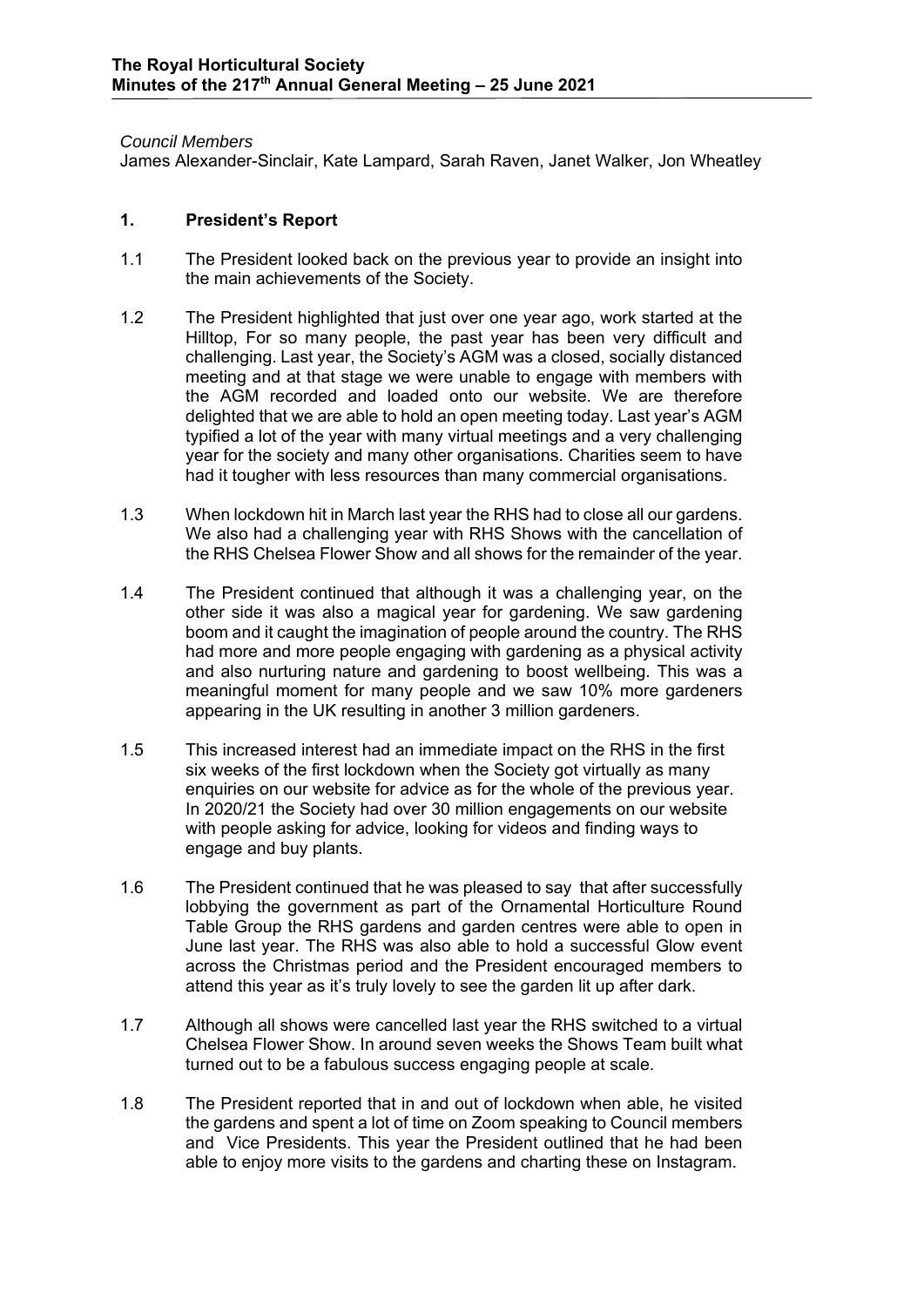*Council Members*
James Alexander-Sinclair, Kate Lampard, Sarah Raven, Janet Walker, Jon Wheatley

## 1. President's Report

1.1 The President looked back on the previous year to provide an insight into the main achievements of the Society.

1.2 The President highlighted that just over one year ago, work started at the Hilltop, For so many people, the past year has been very difficult and challenging. Last year, the Society's AGM was a closed, socially distanced meeting and at that stage we were unable to engage with members with the AGM recorded and loaded onto our website. We are therefore delighted that we are able to hold an open meeting today. Last year's AGM typified a lot of the year with many virtual meetings and a very challenging year for the society and many other organisations. Charities seem to have had it tougher with less resources than many commercial organisations.

1.3 When lockdown hit in March last year the RHS had to close all our gardens. We also had a challenging year with RHS Shows with the cancellation of the RHS Chelsea Flower Show and all shows for the remainder of the year.

1.4 The President continued that although it was a challenging year, on the other side it was also a magical year for gardening. We saw gardening boom and it caught the imagination of people around the country. The RHS had more and more people engaging with gardening as a physical activity and also nurturing nature and gardening to boost wellbeing. This was a meaningful moment for many people and we saw 10% more gardeners appearing in the UK resulting in another 3 million gardeners.

1.5 This increased interest had an immediate impact on the RHS in the first six weeks of the first lockdown when the Society got virtually as many enquiries on our website for advice as for the whole of the previous year. In 2020/21 the Society had over 30 million engagements on our website with people asking for advice, looking for videos and finding ways to engage and buy plants.

1.6 The President continued that he was pleased to say that after successfully lobbying the government as part of the Ornamental Horticulture Round Table Group the RHS gardens and garden centres were able to open in June last year. The RHS was also able to hold a successful Glow event across the Christmas period and the President encouraged members to attend this year as it's truly lovely to see the garden lit up after dark.

1.7 Although all shows were cancelled last year the RHS switched to a virtual Chelsea Flower Show. In around seven weeks the Shows Team built what turned out to be a fabulous success engaging people at scale.

1.8 The President reported that in and out of lockdown when able, he visited the gardens and spent a lot of time on Zoom speaking to Council members and Vice Presidents. This year the President outlined that he had been able to enjoy more visits to the gardens and charting these on Instagram.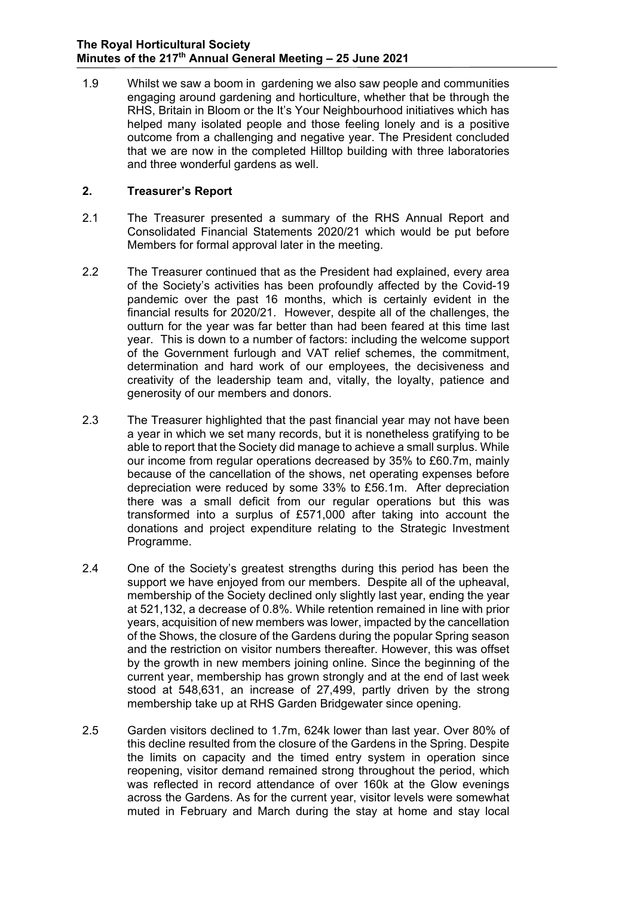1.9 Whilst we saw a boom in gardening we also saw people and communities engaging around gardening and horticulture, whether that be through the RHS, Britain in Bloom or the It's Your Neighbourhood initiatives which has helped many isolated people and those feeling lonely and is a positive outcome from a challenging and negative year. The President concluded that we are now in the completed Hilltop building with three laboratories and three wonderful gardens as well.

## 2. Treasurer's Report

2.1 The Treasurer presented a summary of the RHS Annual Report and Consolidated Financial Statements 2020/21 which would be put before Members for formal approval later in the meeting.

2.2 The Treasurer continued that as the President had explained, every area of the Society's activities has been profoundly affected by the Covid-19 pandemic over the past 16 months, which is certainly evident in the financial results for 2020/21. However, despite all of the challenges, the outturn for the year was far better than had been feared at this time last year. This is down to a number of factors: including the welcome support of the Government furlough and VAT relief schemes, the commitment, determination and hard work of our employees, the decisiveness and creativity of the leadership team and, vitally, the loyalty, patience and generosity of our members and donors.

2.3 The Treasurer highlighted that the past financial year may not have been a year in which we set many records, but it is nonetheless gratifying to be able to report that the Society did manage to achieve a small surplus. While our income from regular operations decreased by 35% to £60.7m, mainly because of the cancellation of the shows, net operating expenses before depreciation were reduced by some 33% to £56.1m. After depreciation there was a small deficit from our regular operations but this was transformed into a surplus of £571,000 after taking into account the donations and project expenditure relating to the Strategic Investment Programme.

2.4 One of the Society's greatest strengths during this period has been the support we have enjoyed from our members. Despite all of the upheaval, membership of the Society declined only slightly last year, ending the year at 521,132, a decrease of 0.8%. While retention remained in line with prior years, acquisition of new members was lower, impacted by the cancellation of the Shows, the closure of the Gardens during the popular Spring season and the restriction on visitor numbers thereafter. However, this was offset by the growth in new members joining online. Since the beginning of the current year, membership has grown strongly and at the end of last week stood at 548,631, an increase of 27,499, partly driven by the strong membership take up at RHS Garden Bridgewater since opening.

2.5 Garden visitors declined to 1.7m, 624k lower than last year. Over 80% of this decline resulted from the closure of the Gardens in the Spring. Despite the limits on capacity and the timed entry system in operation since reopening, visitor demand remained strong throughout the period, which was reflected in record attendance of over 160k at the Glow evenings across the Gardens. As for the current year, visitor levels were somewhat muted in February and March during the stay at home and stay local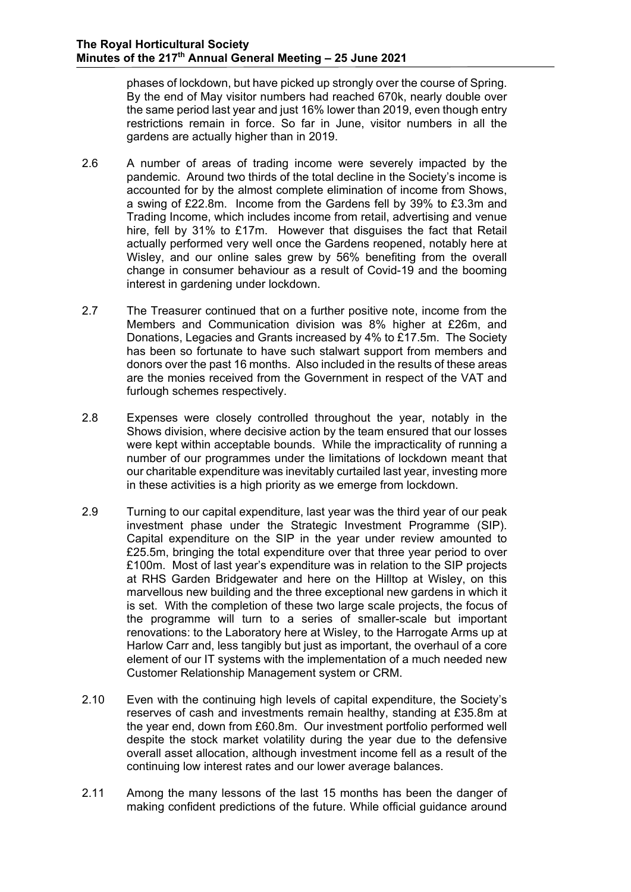phases of lockdown, but have picked up strongly over the course of Spring. By the end of May visitor numbers had reached 670k, nearly double over the same period last year and just 16% lower than 2019, even though entry restrictions remain in force. So far in June, visitor numbers in all the gardens are actually higher than in 2019.

2.6 A number of areas of trading income were severely impacted by the pandemic. Around two thirds of the total decline in the Society's income is accounted for by the almost complete elimination of income from Shows, a swing of £22.8m. Income from the Gardens fell by 39% to £3.3m and Trading Income, which includes income from retail, advertising and venue hire, fell by 31% to £17m. However that disguises the fact that Retail actually performed very well once the Gardens reopened, notably here at Wisley, and our online sales grew by 56% benefiting from the overall change in consumer behaviour as a result of Covid-19 and the booming interest in gardening under lockdown.

2.7 The Treasurer continued that on a further positive note, income from the Members and Communication division was 8% higher at £26m, and Donations, Legacies and Grants increased by 4% to £17.5m. The Society has been so fortunate to have such stalwart support from members and donors over the past 16 months. Also included in the results of these areas are the monies received from the Government in respect of the VAT and furlough schemes respectively.

2.8 Expenses were closely controlled throughout the year, notably in the Shows division, where decisive action by the team ensured that our losses were kept within acceptable bounds. While the impracticality of running a number of our programmes under the limitations of lockdown meant that our charitable expenditure was inevitably curtailed last year, investing more in these activities is a high priority as we emerge from lockdown.

2.9 Turning to our capital expenditure, last year was the third year of our peak investment phase under the Strategic Investment Programme (SIP). Capital expenditure on the SIP in the year under review amounted to £25.5m, bringing the total expenditure over that three year period to over £100m. Most of last year's expenditure was in relation to the SIP projects at RHS Garden Bridgewater and here on the Hilltop at Wisley, on this marvellous new building and the three exceptional new gardens in which it is set. With the completion of these two large scale projects, the focus of the programme will turn to a series of smaller-scale but important renovations: to the Laboratory here at Wisley, to the Harrogate Arms up at Harlow Carr and, less tangibly but just as important, the overhaul of a core element of our IT systems with the implementation of a much needed new Customer Relationship Management system or CRM.

2.10 Even with the continuing high levels of capital expenditure, the Society's reserves of cash and investments remain healthy, standing at £35.8m at the year end, down from £60.8m. Our investment portfolio performed well despite the stock market volatility during the year due to the defensive overall asset allocation, although investment income fell as a result of the continuing low interest rates and our lower average balances.

2.11 Among the many lessons of the last 15 months has been the danger of making confident predictions of the future. While official guidance around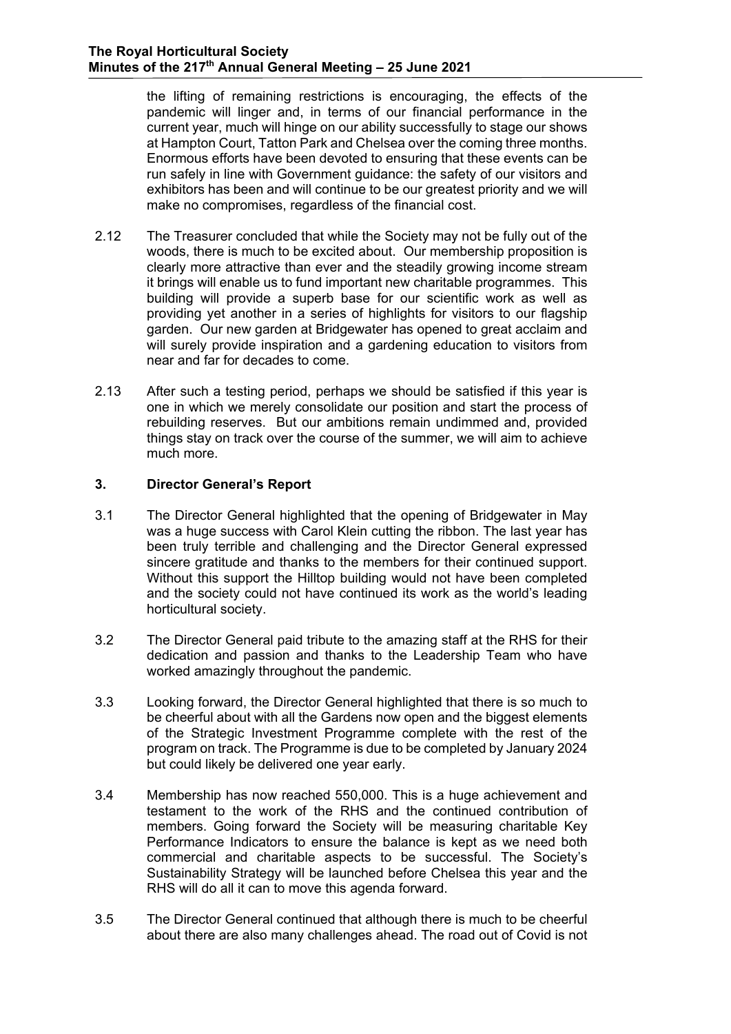the lifting of remaining restrictions is encouraging, the effects of the pandemic will linger and, in terms of our financial performance in the current year, much will hinge on our ability successfully to stage our shows at Hampton Court, Tatton Park and Chelsea over the coming three months. Enormous efforts have been devoted to ensuring that these events can be run safely in line with Government guidance: the safety of our visitors and exhibitors has been and will continue to be our greatest priority and we will make no compromises, regardless of the financial cost.

2.12 The Treasurer concluded that while the Society may not be fully out of the woods, there is much to be excited about. Our membership proposition is clearly more attractive than ever and the steadily growing income stream it brings will enable us to fund important new charitable programmes. This building will provide a superb base for our scientific work as well as providing yet another in a series of highlights for visitors to our flagship garden. Our new garden at Bridgewater has opened to great acclaim and will surely provide inspiration and a gardening education to visitors from near and far for decades to come.

2.13 After such a testing period, perhaps we should be satisfied if this year is one in which we merely consolidate our position and start the process of rebuilding reserves. But our ambitions remain undimmed and, provided things stay on track over the course of the summer, we will aim to achieve much more.

## 3. Director General's Report

3.1 The Director General highlighted that the opening of Bridgewater in May was a huge success with Carol Klein cutting the ribbon. The last year has been truly terrible and challenging and the Director General expressed sincere gratitude and thanks to the members for their continued support. Without this support the Hilltop building would not have been completed and the society could not have continued its work as the world's leading horticultural society.

3.2 The Director General paid tribute to the amazing staff at the RHS for their dedication and passion and thanks to the Leadership Team who have worked amazingly throughout the pandemic.

3.3 Looking forward, the Director General highlighted that there is so much to be cheerful about with all the Gardens now open and the biggest elements of the Strategic Investment Programme complete with the rest of the program on track. The Programme is due to be completed by January 2024 but could likely be delivered one year early.

3.4 Membership has now reached 550,000. This is a huge achievement and testament to the work of the RHS and the continued contribution of members. Going forward the Society will be measuring charitable Key Performance Indicators to ensure the balance is kept as we need both commercial and charitable aspects to be successful. The Society's Sustainability Strategy will be launched before Chelsea this year and the RHS will do all it can to move this agenda forward.

3.5 The Director General continued that although there is much to be cheerful about there are also many challenges ahead. The road out of Covid is not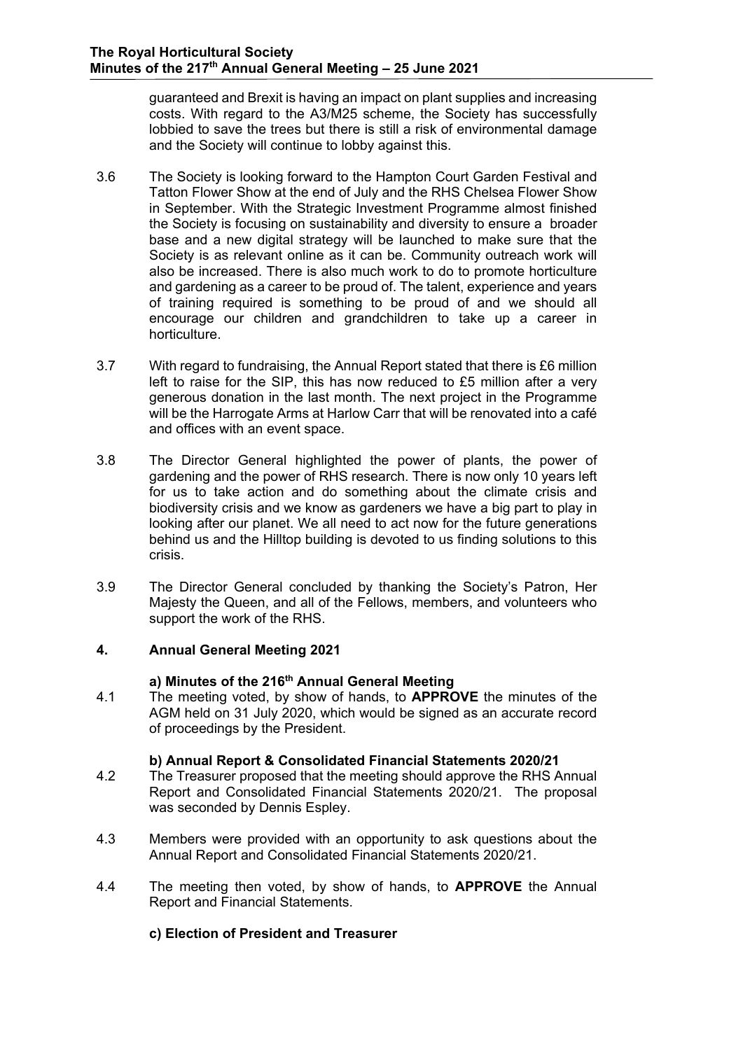guaranteed and Brexit is having an impact on plant supplies and increasing costs. With regard to the A3/M25 scheme, the Society has successfully lobbied to save the trees but there is still a risk of environmental damage and the Society will continue to lobby against this.

3.6 The Society is looking forward to the Hampton Court Garden Festival and Tatton Flower Show at the end of July and the RHS Chelsea Flower Show in September. With the Strategic Investment Programme almost finished the Society is focusing on sustainability and diversity to ensure a broader base and a new digital strategy will be launched to make sure that the Society is as relevant online as it can be. Community outreach work will also be increased. There is also much work to do to promote horticulture and gardening as a career to be proud of. The talent, experience and years of training required is something to be proud of and we should all encourage our children and grandchildren to take up a career in horticulture.

3.7 With regard to fundraising, the Annual Report stated that there is £6 million left to raise for the SIP, this has now reduced to £5 million after a very generous donation in the last month. The next project in the Programme will be the Harrogate Arms at Harlow Carr that will be renovated into a café and offices with an event space.

3.8 The Director General highlighted the power of plants, the power of gardening and the power of RHS research. There is now only 10 years left for us to take action and do something about the climate crisis and biodiversity crisis and we know as gardeners we have a big part to play in looking after our planet. We all need to act now for the future generations behind us and the Hilltop building is devoted to us finding solutions to this crisis.

3.9 The Director General concluded by thanking the Society's Patron, Her Majesty the Queen, and all of the Fellows, members, and volunteers who support the work of the RHS.

## 4. Annual General Meeting 2021

### a) Minutes of the 216th Annual General Meeting

4.1 The meeting voted, by show of hands, to **APPROVE** the minutes of the AGM held on 31 July 2020, which would be signed as an accurate record of proceedings by the President.

### b) Annual Report & Consolidated Financial Statements 2020/21

4.2 The Treasurer proposed that the meeting should approve the RHS Annual Report and Consolidated Financial Statements 2020/21. The proposal was seconded by Dennis Espley.

4.3 Members were provided with an opportunity to ask questions about the Annual Report and Consolidated Financial Statements 2020/21.

4.4 The meeting then voted, by show of hands, to **APPROVE** the Annual Report and Financial Statements.

### c) Election of President and Treasurer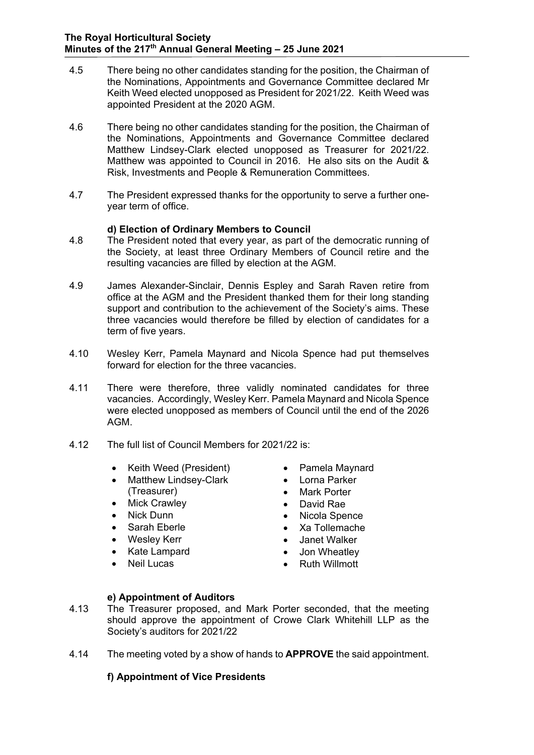4.5 There being no other candidates standing for the position, the Chairman of the Nominations, Appointments and Governance Committee declared Mr Keith Weed elected unopposed as President for 2021/22. Keith Weed was appointed President at the 2020 AGM.

4.6 There being no other candidates standing for the position, the Chairman of the Nominations, Appointments and Governance Committee declared Matthew Lindsey-Clark elected unopposed as Treasurer for 2021/22. Matthew was appointed to Council in 2016. He also sits on the Audit & Risk, Investments and People & Remuneration Committees.

4.7 The President expressed thanks for the opportunity to serve a further one-year term of office.

**d) Election of Ordinary Members to Council**

4.8 The President noted that every year, as part of the democratic running of the Society, at least three Ordinary Members of Council retire and the resulting vacancies are filled by election at the AGM.

4.9 James Alexander-Sinclair, Dennis Espley and Sarah Raven retire from office at the AGM and the President thanked them for their long standing support and contribution to the achievement of the Society's aims. These three vacancies would therefore be filled by election of candidates for a term of five years.

4.10 Wesley Kerr, Pamela Maynard and Nicola Spence had put themselves forward for election for the three vacancies.

4.11 There were therefore, three validly nominated candidates for three vacancies. Accordingly, Wesley Kerr. Pamela Maynard and Nicola Spence were elected unopposed as members of Council until the end of the 2026 AGM.

4.12 The full list of Council Members for 2021/22 is:

- Keith Weed (President)
- Matthew Lindsey-Clark (Treasurer)
- Mick Crawley
- Nick Dunn
- Sarah Eberle
- Wesley Kerr
- Kate Lampard
- Neil Lucas
- Pamela Maynard
- Lorna Parker
- Mark Porter
- David Rae
- Nicola Spence
- Xa Tollemache
- Janet Walker
- Jon Wheatley
- Ruth Willmott

**e) Appointment of Auditors**

4.13 The Treasurer proposed, and Mark Porter seconded, that the meeting should approve the appointment of Crowe Clark Whitehill LLP as the Society's auditors for 2021/22

4.14 The meeting voted by a show of hands to **APPROVE** the said appointment.

**f) Appointment of Vice Presidents**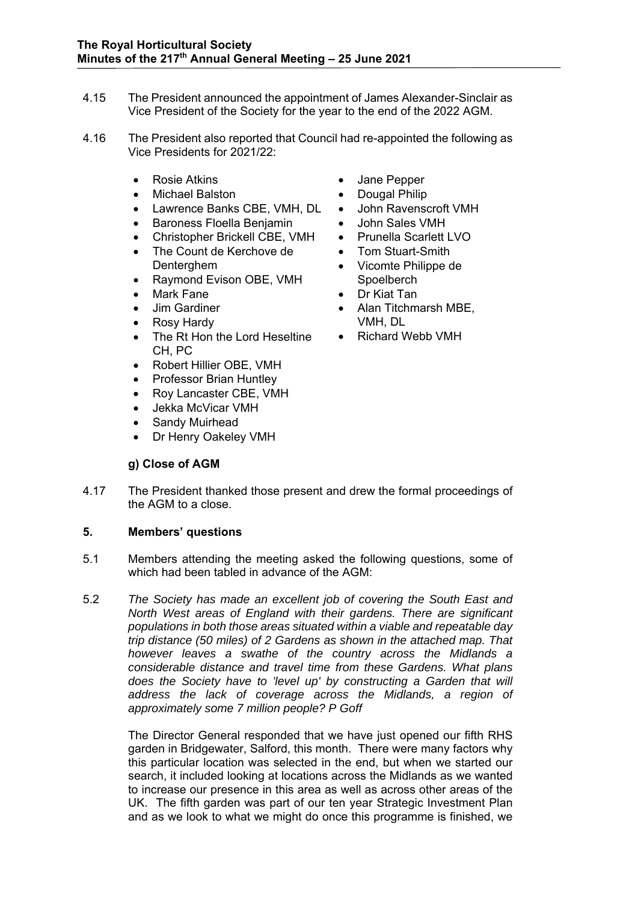4.15 The President announced the appointment of James Alexander-Sinclair as Vice President of the Society for the year to the end of the 2022 AGM.

4.16 The President also reported that Council had re-appointed the following as Vice Presidents for 2021/22:

- Rosie Atkins
- Michael Balston
- Lawrence Banks CBE, VMH, DL
- Baroness Floella Benjamin
- Christopher Brickell CBE, VMH
- The Count de Kerchove de Denterghem
- Raymond Evison OBE, VMH
- Mark Fane
- Jim Gardiner
- Rosy Hardy
- The Rt Hon the Lord Heseltine CH, PC
- Robert Hillier OBE, VMH
- Professor Brian Huntley
- Roy Lancaster CBE, VMH
- Jekka McVicar VMH
- Sandy Muirhead
- Dr Henry Oakeley VMH
- Jane Pepper
- Dougal Philip
- John Ravenscroft VMH
- John Sales VMH
- Prunella Scarlett LVO
- Tom Stuart-Smith
- Vicomte Philippe de Spoelberch
- Dr Kiat Tan
- Alan Titchmarsh MBE, VMH, DL
- Richard Webb VMH

**g) Close of AGM**

4.17 The President thanked those present and drew the formal proceedings of the AGM to a close.

**5. Members' questions**

5.1 Members attending the meeting asked the following questions, some of which had been tabled in advance of the AGM:

5.2 *The Society has made an excellent job of covering the South East and North West areas of England with their gardens. There are significant populations in both those areas situated within a viable and repeatable day trip distance (50 miles) of 2 Gardens as shown in the attached map. That however leaves a swathe of the country across the Midlands a considerable distance and travel time from these Gardens. What plans does the Society have to 'level up' by constructing a Garden that will address the lack of coverage across the Midlands, a region of approximately some 7 million people? P Goff*

The Director General responded that we have just opened our fifth RHS garden in Bridgewater, Salford, this month. There were many factors why this particular location was selected in the end, but when we started our search, it included looking at locations across the Midlands as we wanted to increase our presence in this area as well as across other areas of the UK. The fifth garden was part of our ten year Strategic Investment Plan and as we look to what we might do once this programme is finished, we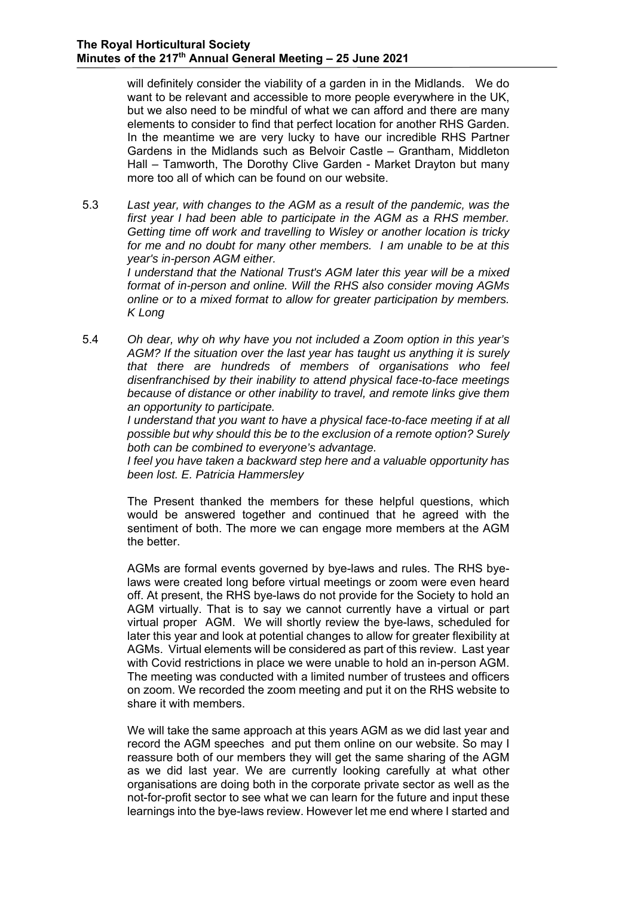will definitely consider the viability of a garden in in the Midlands. We do want to be relevant and accessible to more people everywhere in the UK, but we also need to be mindful of what we can afford and there are many elements to consider to find that perfect location for another RHS Garden. In the meantime we are very lucky to have our incredible RHS Partner Gardens in the Midlands such as Belvoir Castle – Grantham, Middleton Hall – Tamworth, The Dorothy Clive Garden - Market Drayton but many more too all of which can be found on our website.

5.3 *Last year, with changes to the AGM as a result of the pandemic, was the first year I had been able to participate in the AGM as a RHS member. Getting time off work and travelling to Wisley or another location is tricky for me and no doubt for many other members. I am unable to be at this year's in-person AGM either.*
*I understand that the National Trust's AGM later this year will be a mixed format of in-person and online. Will the RHS also consider moving AGMs online or to a mixed format to allow for greater participation by members. K Long*

5.4 *Oh dear, why oh why have you not included a Zoom option in this year's AGM? If the situation over the last year has taught us anything it is surely that there are hundreds of members of organisations who feel disenfranchised by their inability to attend physical face-to-face meetings because of distance or other inability to travel, and remote links give them an opportunity to participate.*
*I understand that you want to have a physical face-to-face meeting if at all possible but why should this be to the exclusion of a remote option? Surely both can be combined to everyone's advantage.*
*I feel you have taken a backward step here and a valuable opportunity has been lost. E. Patricia Hammersley*

The Present thanked the members for these helpful questions, which would be answered together and continued that he agreed with the sentiment of both. The more we can engage more members at the AGM the better.

AGMs are formal events governed by bye-laws and rules. The RHS bye-laws were created long before virtual meetings or zoom were even heard off. At present, the RHS bye-laws do not provide for the Society to hold an AGM virtually. That is to say we cannot currently have a virtual or part virtual proper AGM. We will shortly review the bye-laws, scheduled for later this year and look at potential changes to allow for greater flexibility at AGMs. Virtual elements will be considered as part of this review. Last year with Covid restrictions in place we were unable to hold an in-person AGM. The meeting was conducted with a limited number of trustees and officers on zoom. We recorded the zoom meeting and put it on the RHS website to share it with members.

We will take the same approach at this years AGM as we did last year and record the AGM speeches and put them online on our website. So may I reassure both of our members they will get the same sharing of the AGM as we did last year. We are currently looking carefully at what other organisations are doing both in the corporate private sector as well as the not-for-profit sector to see what we can learn for the future and input these learnings into the bye-laws review. However let me end where I started and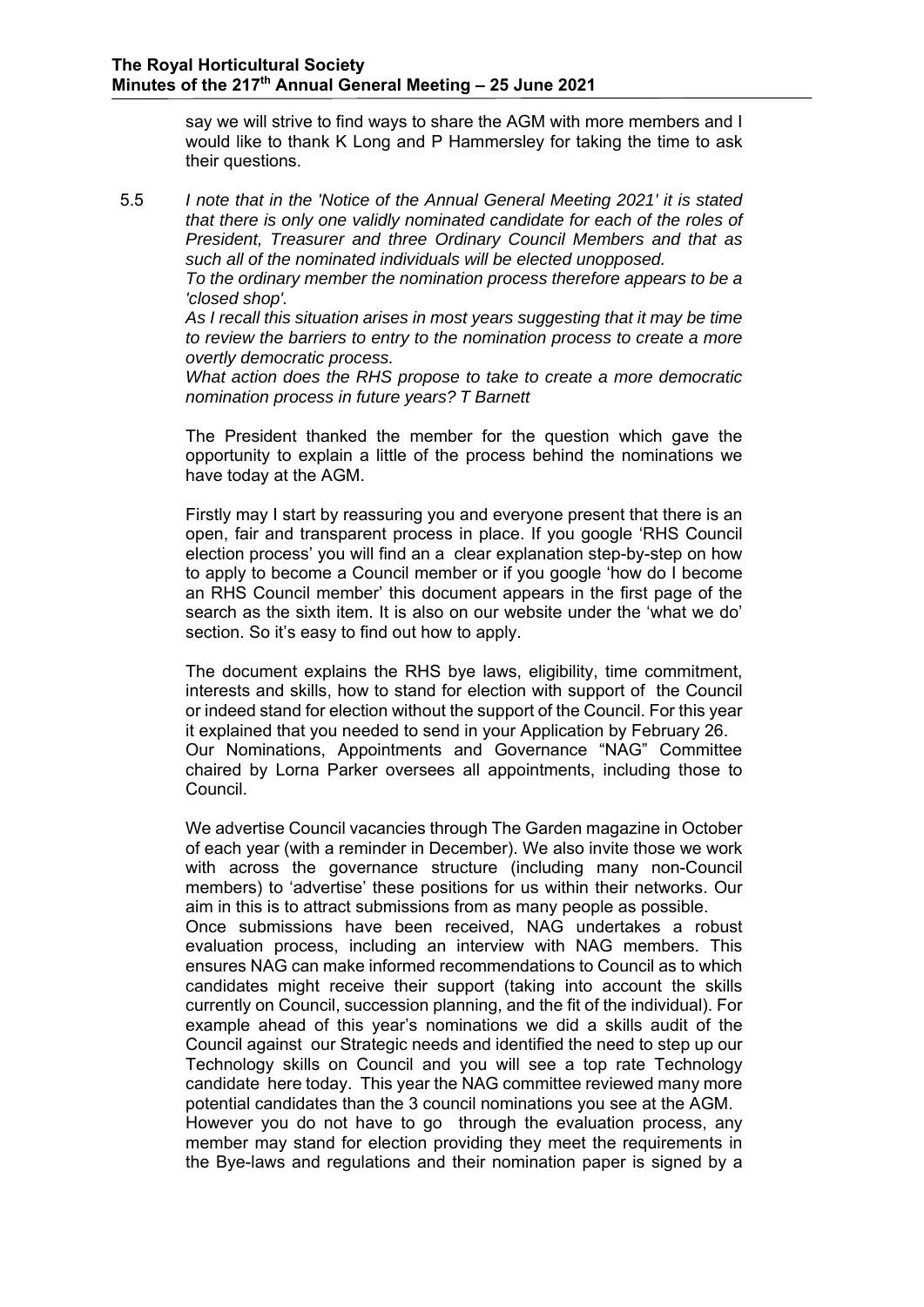say we will strive to find ways to share the AGM with more members and I would like to thank K Long and P Hammersley for taking the time to ask their questions.

5.5 *I note that in the 'Notice of the Annual General Meeting 2021' it is stated that there is only one validly nominated candidate for each of the roles of President, Treasurer and three Ordinary Council Members and that as such all of the nominated individuals will be elected unopposed.*
*To the ordinary member the nomination process therefore appears to be a 'closed shop'.*
*As I recall this situation arises in most years suggesting that it may be time to review the barriers to entry to the nomination process to create a more overtly democratic process.*
*What action does the RHS propose to take to create a more democratic nomination process in future years? T Barnett*

The President thanked the member for the question which gave the opportunity to explain a little of the process behind the nominations we have today at the AGM.

Firstly may I start by reassuring you and everyone present that there is an open, fair and transparent process in place. If you google 'RHS Council election process' you will find an a clear explanation step-by-step on how to apply to become a Council member or if you google 'how do I become an RHS Council member' this document appears in the first page of the search as the sixth item. It is also on our website under the 'what we do' section. So it's easy to find out how to apply.

The document explains the RHS bye laws, eligibility, time commitment, interests and skills, how to stand for election with support of the Council or indeed stand for election without the support of the Council. For this year it explained that you needed to send in your Application by February 26.
Our Nominations, Appointments and Governance "NAG" Committee chaired by Lorna Parker oversees all appointments, including those to Council.

We advertise Council vacancies through The Garden magazine in October of each year (with a reminder in December). We also invite those we work with across the governance structure (including many non-Council members) to 'advertise' these positions for us within their networks. Our aim in this is to attract submissions from as many people as possible.
Once submissions have been received, NAG undertakes a robust evaluation process, including an interview with NAG members. This ensures NAG can make informed recommendations to Council as to which candidates might receive their support (taking into account the skills currently on Council, succession planning, and the fit of the individual). For example ahead of this year's nominations we did a skills audit of the Council against our Strategic needs and identified the need to step up our Technology skills on Council and you will see a top rate Technology candidate here today. This year the NAG committee reviewed many more potential candidates than the 3 council nominations you see at the AGM.
However you do not have to go through the evaluation process, any member may stand for election providing they meet the requirements in the Bye-laws and regulations and their nomination paper is signed by a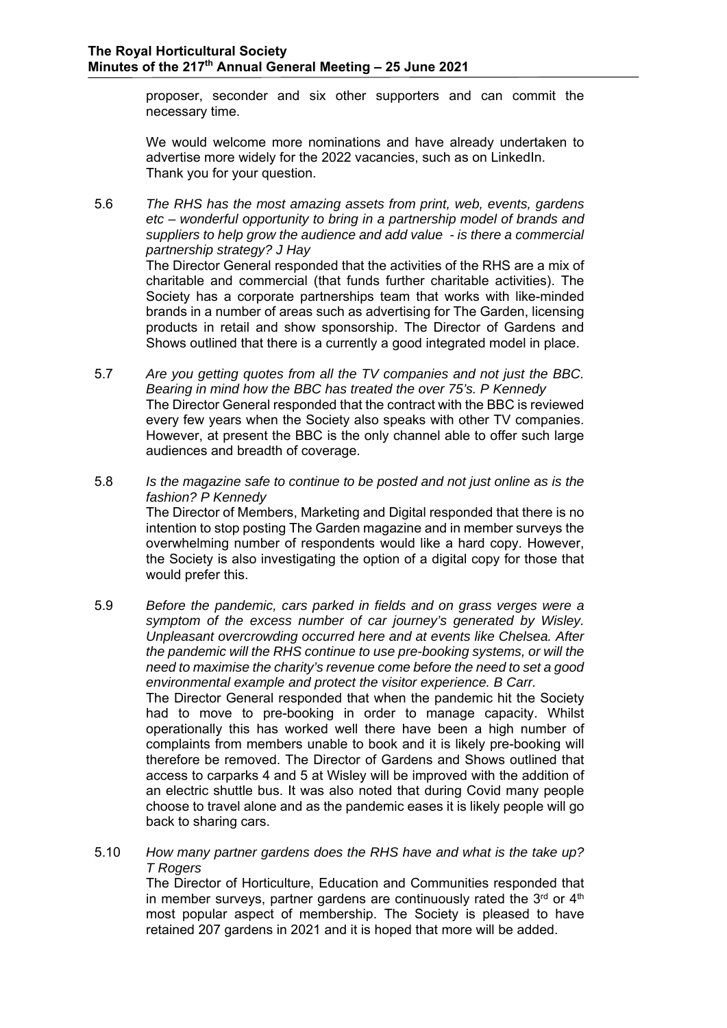proposer, seconder and six other supporters and can commit the necessary time.

We would welcome more nominations and have already undertaken to advertise more widely for the 2022 vacancies, such as on LinkedIn. Thank you for your question.

5.6 *The RHS has the most amazing assets from print, web, events, gardens etc – wonderful opportunity to bring in a partnership model of brands and suppliers to help grow the audience and add value - is there a commercial partnership strategy? J Hay*

The Director General responded that the activities of the RHS are a mix of charitable and commercial (that funds further charitable activities). The Society has a corporate partnerships team that works with like-minded brands in a number of areas such as advertising for The Garden, licensing products in retail and show sponsorship. The Director of Gardens and Shows outlined that there is a currently a good integrated model in place.

5.7 *Are you getting quotes from all the TV companies and not just the BBC. Bearing in mind how the BBC has treated the over 75's. P Kennedy*

The Director General responded that the contract with the BBC is reviewed every few years when the Society also speaks with other TV companies. However, at present the BBC is the only channel able to offer such large audiences and breadth of coverage.

5.8 *Is the magazine safe to continue to be posted and not just online as is the fashion? P Kennedy*

The Director of Members, Marketing and Digital responded that there is no intention to stop posting The Garden magazine and in member surveys the overwhelming number of respondents would like a hard copy. However, the Society is also investigating the option of a digital copy for those that would prefer this.

5.9 *Before the pandemic, cars parked in fields and on grass verges were a symptom of the excess number of car journey's generated by Wisley. Unpleasant overcrowding occurred here and at events like Chelsea. After the pandemic will the RHS continue to use pre-booking systems, or will the need to maximise the charity's revenue come before the need to set a good environmental example and protect the visitor experience. B Carr.*

The Director General responded that when the pandemic hit the Society had to move to pre-booking in order to manage capacity. Whilst operationally this has worked well there have been a high number of complaints from members unable to book and it is likely pre-booking will therefore be removed. The Director of Gardens and Shows outlined that access to carparks 4 and 5 at Wisley will be improved with the addition of an electric shuttle bus. It was also noted that during Covid many people choose to travel alone and as the pandemic eases it is likely people will go back to sharing cars.

5.10 *How many partner gardens does the RHS have and what is the take up? T Rogers*

The Director of Horticulture, Education and Communities responded that in member surveys, partner gardens are continuously rated the 3rd or 4th most popular aspect of membership. The Society is pleased to have retained 207 gardens in 2021 and it is hoped that more will be added.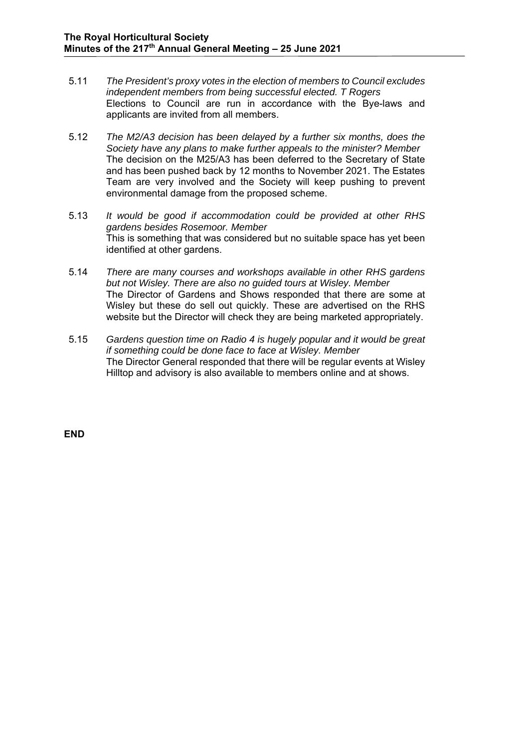5.11 *The President's proxy votes in the election of members to Council excludes independent members from being successful elected. T Rogers*
Elections to Council are run in accordance with the Bye-laws and applicants are invited from all members.

5.12 *The M2/A3 decision has been delayed by a further six months, does the Society have any plans to make further appeals to the minister? Member*
The decision on the M25/A3 has been deferred to the Secretary of State and has been pushed back by 12 months to November 2021. The Estates Team are very involved and the Society will keep pushing to prevent environmental damage from the proposed scheme.

5.13 *It would be good if accommodation could be provided at other RHS gardens besides Rosemoor. Member*
This is something that was considered but no suitable space has yet been identified at other gardens.

5.14 *There are many courses and workshops available in other RHS gardens but not Wisley. There are also no guided tours at Wisley. Member*
The Director of Gardens and Shows responded that there are some at Wisley but these do sell out quickly. These are advertised on the RHS website but the Director will check they are being marketed appropriately.

5.15 *Gardens question time on Radio 4 is hugely popular and it would be great if something could be done face to face at Wisley. Member*
The Director General responded that there will be regular events at Wisley Hilltop and advisory is also available to members online and at shows.

**END**